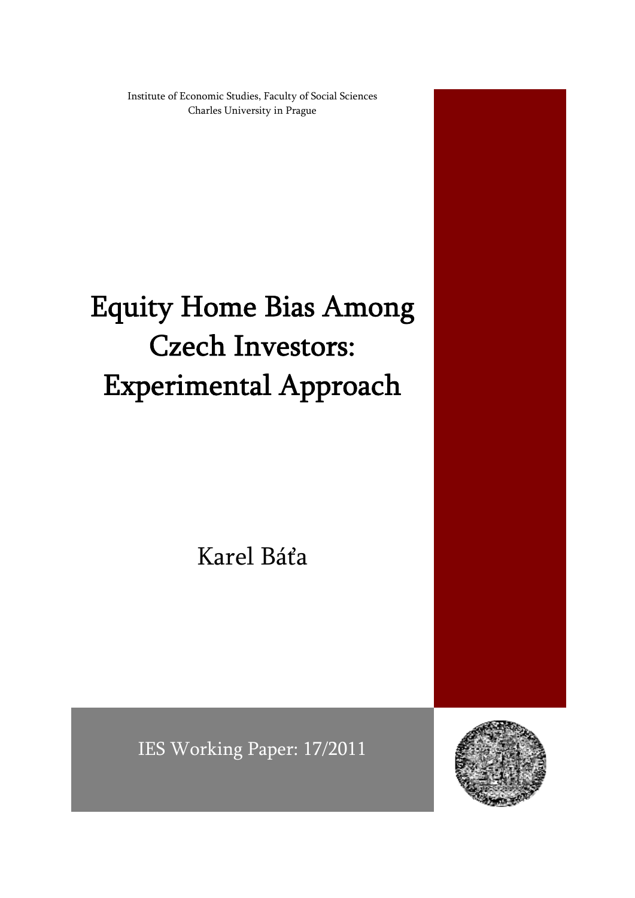Institute of Economic Studies, Faculty of Social Sciences
Charles University in Prague

# Equity Home Bias Among Czech Investors: Experimental Approach

Karel Báťa

IES Working Paper: 17/2011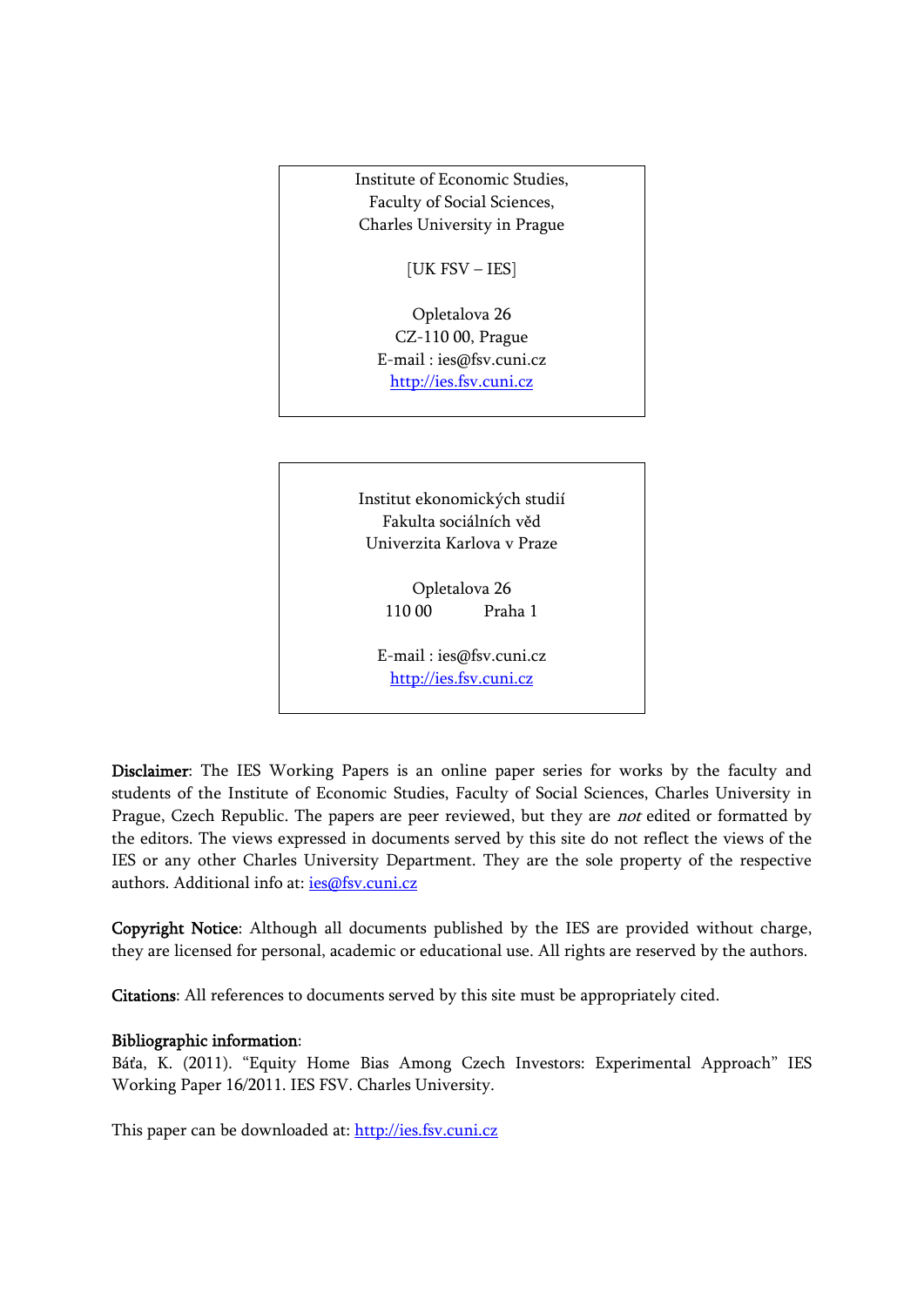Institute of Economic Studies,
Faculty of Social Sciences,
Charles University in Prague

[UK FSV – IES]

Opletalova 26
CZ-110 00, Prague
E-mail : ies@fsv.cuni.cz
http://ies.fsv.cuni.cz

Institut ekonomických studií
Fakulta sociálních věd
Univerzita Karlova v Praze

Opletalova 26
110 00 Praha 1

E-mail : ies@fsv.cuni.cz
http://ies.fsv.cuni.cz

**Disclaimer**: The IES Working Papers is an online paper series for works by the faculty and students of the Institute of Economic Studies, Faculty of Social Sciences, Charles University in Prague, Czech Republic. The papers are peer reviewed, but they are *not* edited or formatted by the editors. The views expressed in documents served by this site do not reflect the views of the IES or any other Charles University Department. They are the sole property of the respective authors. Additional info at: ies@fsv.cuni.cz

**Copyright Notice**: Although all documents published by the IES are provided without charge, they are licensed for personal, academic or educational use. All rights are reserved by the authors.

**Citations**: All references to documents served by this site must be appropriately cited.

**Bibliographic information**:
Báťa, K. (2011). "Equity Home Bias Among Czech Investors: Experimental Approach" IES Working Paper 16/2011. IES FSV. Charles University.

This paper can be downloaded at: http://ies.fsv.cuni.cz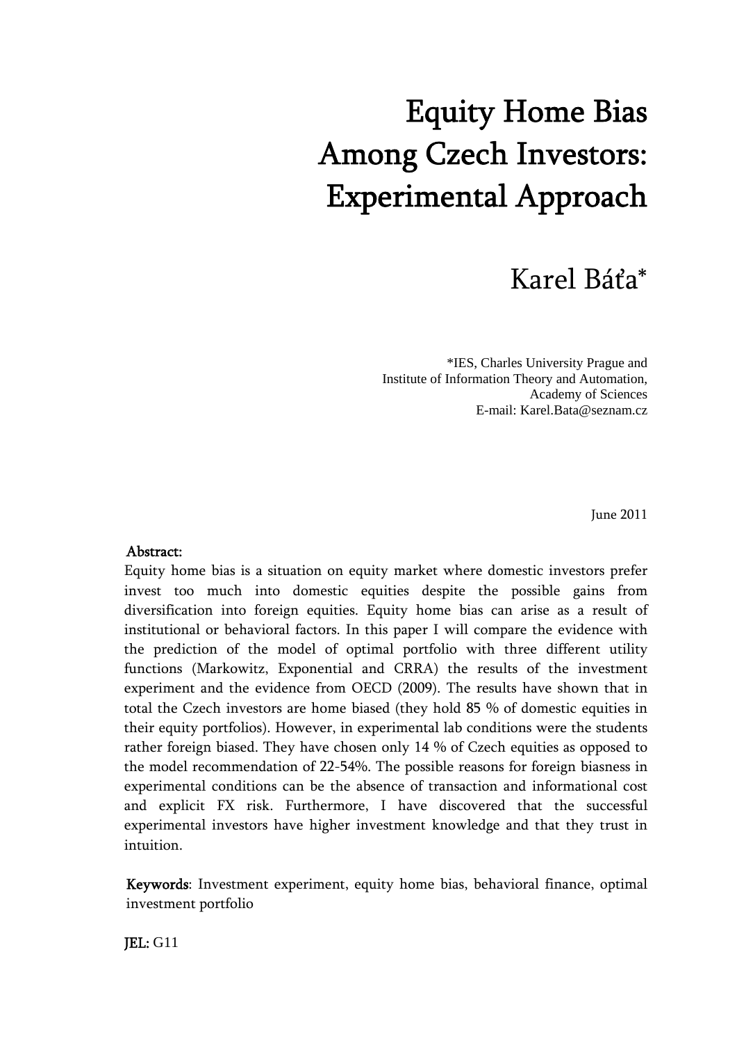# Equity Home Bias Among Czech Investors: Experimental Approach

Karel Báťa*

*IES, Charles University Prague and
Institute of Information Theory and Automation,
Academy of Sciences
E-mail: Karel.Bata@seznam.cz

June 2011

**Abstract:**

Equity home bias is a situation on equity market where domestic investors prefer invest too much into domestic equities despite the possible gains from diversification into foreign equities. Equity home bias can arise as a result of institutional or behavioral factors. In this paper I will compare the evidence with the prediction of the model of optimal portfolio with three different utility functions (Markowitz, Exponential and CRRA) the results of the investment experiment and the evidence from OECD (2009). The results have shown that in total the Czech investors are home biased (they hold 85 % of domestic equities in their equity portfolios). However, in experimental lab conditions were the students rather foreign biased. They have chosen only 14 % of Czech equities as opposed to the model recommendation of 22-54%. The possible reasons for foreign biasness in experimental conditions can be the absence of transaction and informational cost and explicit FX risk. Furthermore, I have discovered that the successful experimental investors have higher investment knowledge and that they trust in intuition.

**Keywords**: Investment experiment, equity home bias, behavioral finance, optimal investment portfolio

**JEL:** G11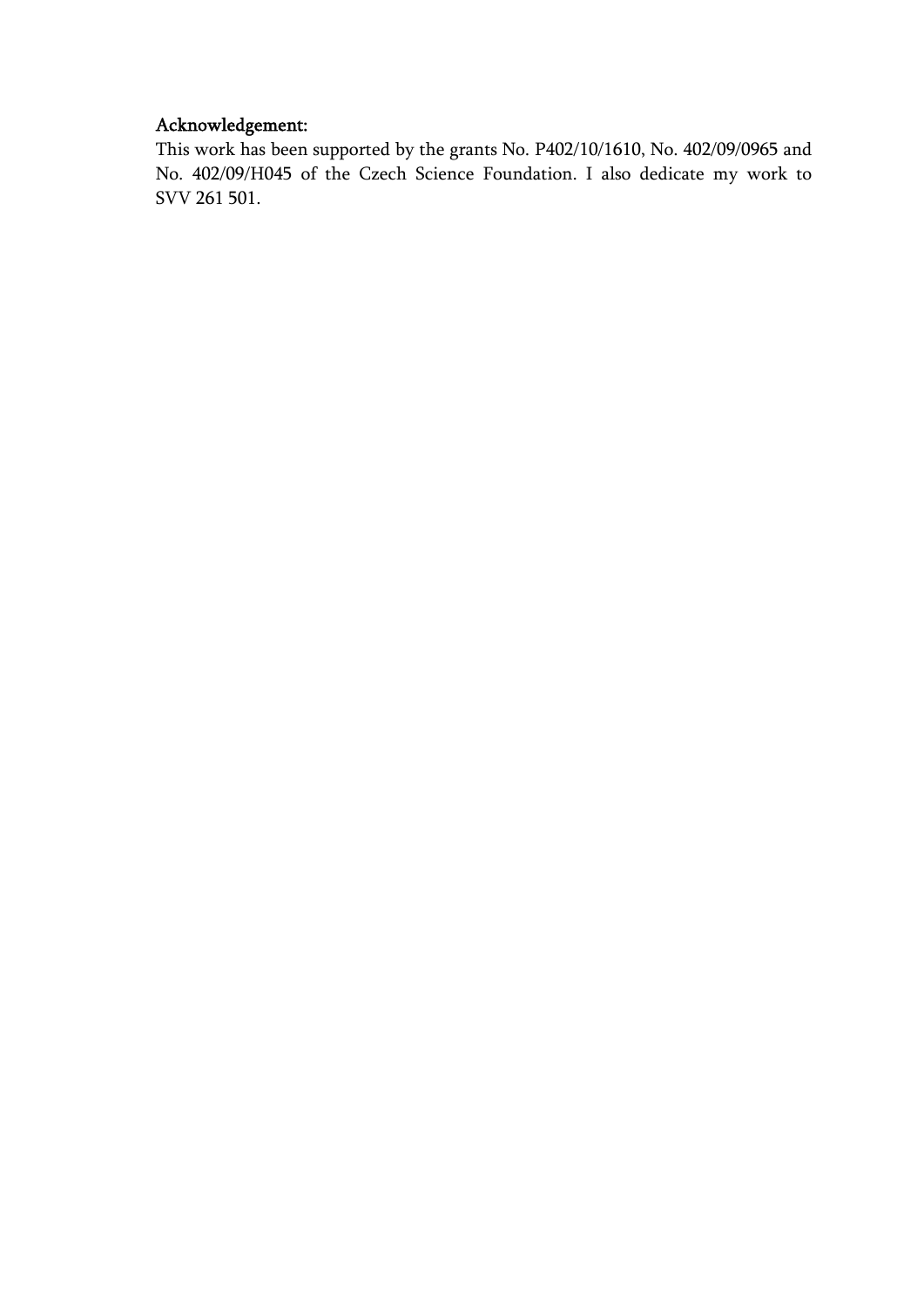**Acknowledgement:**

This work has been supported by the grants No. P402/10/1610, No. 402/09/0965 and No. 402/09/H045 of the Czech Science Foundation. I also dedicate my work to SVV 261 501.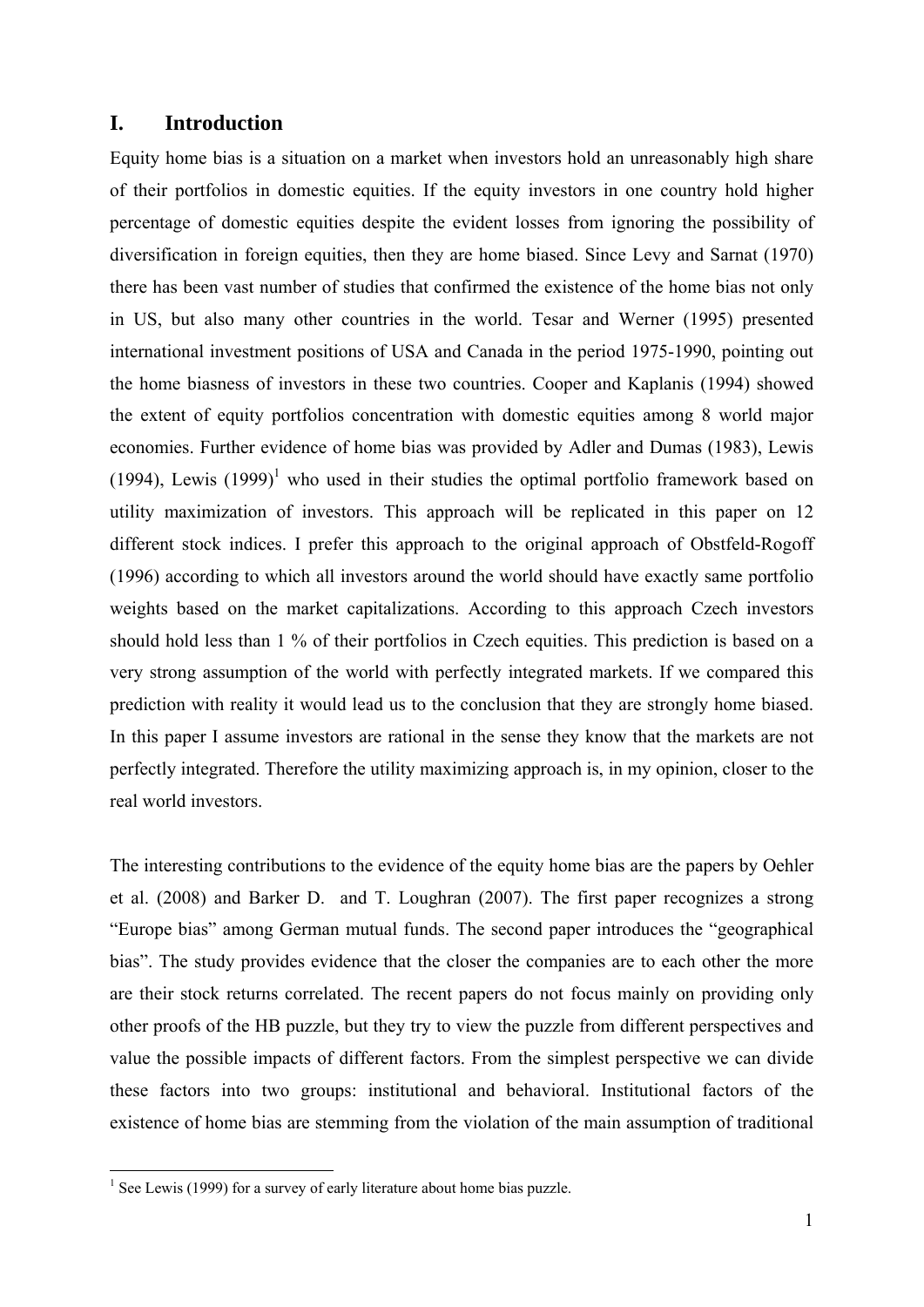# I. Introduction

Equity home bias is a situation on a market when investors hold an unreasonably high share of their portfolios in domestic equities. If the equity investors in one country hold higher percentage of domestic equities despite the evident losses from ignoring the possibility of diversification in foreign equities, then they are home biased. Since Levy and Sarnat (1970) there has been vast number of studies that confirmed the existence of the home bias not only in US, but also many other countries in the world. Tesar and Werner (1995) presented international investment positions of USA and Canada in the period 1975-1990, pointing out the home biasness of investors in these two countries. Cooper and Kaplanis (1994) showed the extent of equity portfolios concentration with domestic equities among 8 world major economies. Further evidence of home bias was provided by Adler and Dumas (1983), Lewis (1994), Lewis (1999)[1] who used in their studies the optimal portfolio framework based on utility maximization of investors. This approach will be replicated in this paper on 12 different stock indices. I prefer this approach to the original approach of Obstfeld-Rogoff (1996) according to which all investors around the world should have exactly same portfolio weights based on the market capitalizations. According to this approach Czech investors should hold less than 1 % of their portfolios in Czech equities. This prediction is based on a very strong assumption of the world with perfectly integrated markets. If we compared this prediction with reality it would lead us to the conclusion that they are strongly home biased. In this paper I assume investors are rational in the sense they know that the markets are not perfectly integrated. Therefore the utility maximizing approach is, in my opinion, closer to the real world investors.

The interesting contributions to the evidence of the equity home bias are the papers by Oehler et al. (2008) and Barker D. and T. Loughran (2007). The first paper recognizes a strong "Europe bias" among German mutual funds. The second paper introduces the "geographical bias". The study provides evidence that the closer the companies are to each other the more are their stock returns correlated. The recent papers do not focus mainly on providing only other proofs of the HB puzzle, but they try to view the puzzle from different perspectives and value the possible impacts of different factors. From the simplest perspective we can divide these factors into two groups: institutional and behavioral. Institutional factors of the existence of home bias are stemming from the violation of the main assumption of traditional

---

[1] See Lewis (1999) for a survey of early literature about home bias puzzle.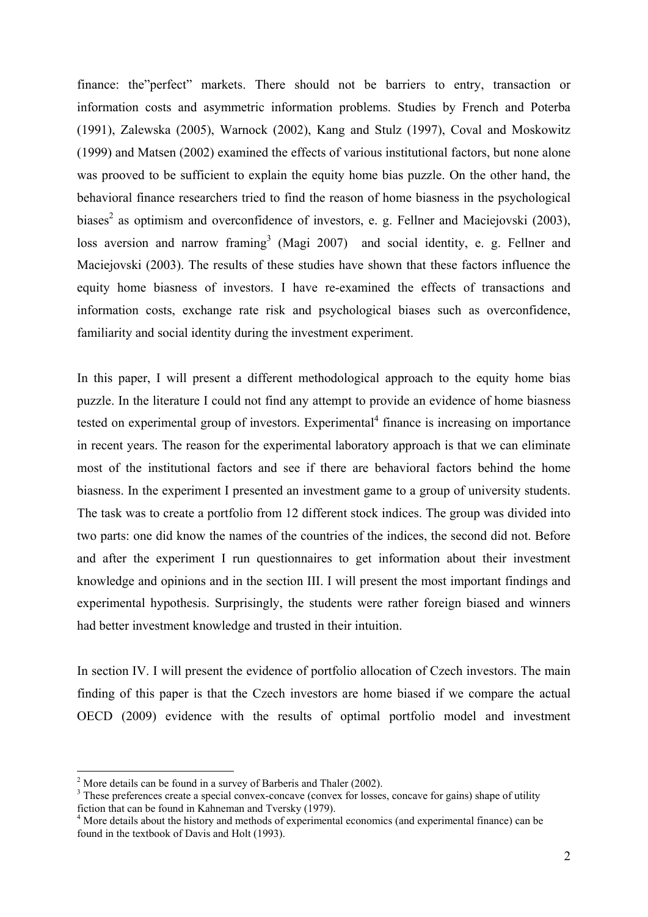finance: the"perfect" markets. There should not be barriers to entry, transaction or information costs and asymmetric information problems. Studies by French and Poterba (1991), Zalewska (2005), Warnock (2002), Kang and Stulz (1997), Coval and Moskowitz (1999) and Matsen (2002) examined the effects of various institutional factors, but none alone was prooved to be sufficient to explain the equity home bias puzzle. On the other hand, the behavioral finance researchers tried to find the reason of home biasness in the psychological biases[2] as optimism and overconfidence of investors, e. g. Fellner and Maciejovski (2003), loss aversion and narrow framing[3] (Magi 2007) and social identity, e. g. Fellner and Maciejovski (2003). The results of these studies have shown that these factors influence the equity home biasness of investors. I have re-examined the effects of transactions and information costs, exchange rate risk and psychological biases such as overconfidence, familiarity and social identity during the investment experiment.

In this paper, I will present a different methodological approach to the equity home bias puzzle. In the literature I could not find any attempt to provide an evidence of home biasness tested on experimental group of investors. Experimental[4] finance is increasing on importance in recent years. The reason for the experimental laboratory approach is that we can eliminate most of the institutional factors and see if there are behavioral factors behind the home biasness. In the experiment I presented an investment game to a group of university students. The task was to create a portfolio from 12 different stock indices. The group was divided into two parts: one did know the names of the countries of the indices, the second did not. Before and after the experiment I run questionnaires to get information about their investment knowledge and opinions and in the section III. I will present the most important findings and experimental hypothesis. Surprisingly, the students were rather foreign biased and winners had better investment knowledge and trusted in their intuition.

In section IV. I will present the evidence of portfolio allocation of Czech investors. The main finding of this paper is that the Czech investors are home biased if we compare the actual OECD (2009) evidence with the results of optimal portfolio model and investment

---

[2] More details can be found in a survey of Barberis and Thaler (2002).

[3] These preferences create a special convex-concave (convex for losses, concave for gains) shape of utility fiction that can be found in Kahneman and Tversky (1979).

[4] More details about the history and methods of experimental economics (and experimental finance) can be found in the textbook of Davis and Holt (1993).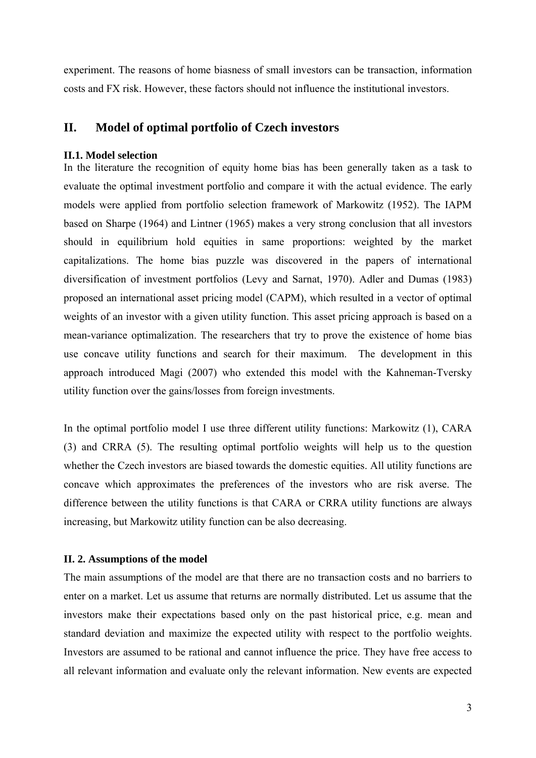experiment. The reasons of home biasness of small investors can be transaction, information costs and FX risk. However, these factors should not influence the institutional investors.

## II. Model of optimal portfolio of Czech investors

### II.1. Model selection

In the literature the recognition of equity home bias has been generally taken as a task to evaluate the optimal investment portfolio and compare it with the actual evidence. The early models were applied from portfolio selection framework of Markowitz (1952). The IAPM based on Sharpe (1964) and Lintner (1965) makes a very strong conclusion that all investors should in equilibrium hold equities in same proportions: weighted by the market capitalizations. The home bias puzzle was discovered in the papers of international diversification of investment portfolios (Levy and Sarnat, 1970). Adler and Dumas (1983) proposed an international asset pricing model (CAPM), which resulted in a vector of optimal weights of an investor with a given utility function. This asset pricing approach is based on a mean-variance optimalization. The researchers that try to prove the existence of home bias use concave utility functions and search for their maximum. The development in this approach introduced Magi (2007) who extended this model with the Kahneman-Tversky utility function over the gains/losses from foreign investments.

In the optimal portfolio model I use three different utility functions: Markowitz (1), CARA (3) and CRRA (5). The resulting optimal portfolio weights will help us to the question whether the Czech investors are biased towards the domestic equities. All utility functions are concave which approximates the preferences of the investors who are risk averse. The difference between the utility functions is that CARA or CRRA utility functions are always increasing, but Markowitz utility function can be also decreasing.

### II. 2. Assumptions of the model

The main assumptions of the model are that there are no transaction costs and no barriers to enter on a market. Let us assume that returns are normally distributed. Let us assume that the investors make their expectations based only on the past historical price, e.g. mean and standard deviation and maximize the expected utility with respect to the portfolio weights. Investors are assumed to be rational and cannot influence the price. They have free access to all relevant information and evaluate only the relevant information. New events are expected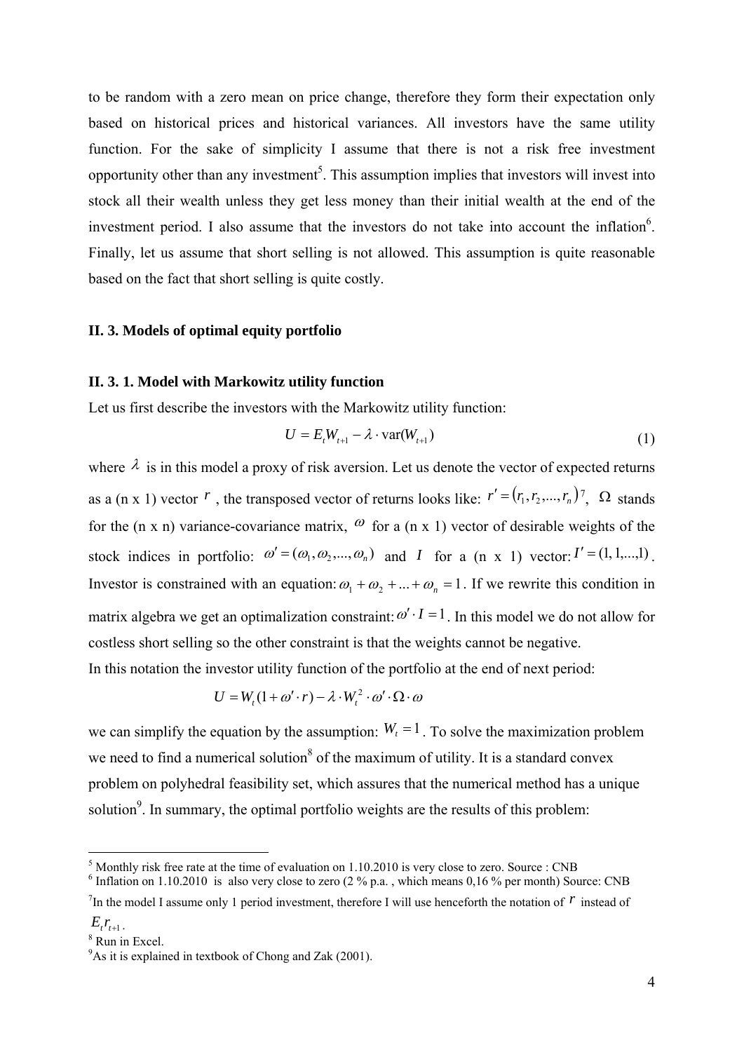to be random with a zero mean on price change, therefore they form their expectation only based on historical prices and historical variances. All investors have the same utility function. For the sake of simplicity I assume that there is not a risk free investment opportunity other than any investment[5]. This assumption implies that investors will invest into stock all their wealth unless they get less money than their initial wealth at the end of the investment period. I also assume that the investors do not take into account the inflation[6]. Finally, let us assume that short selling is not allowed. This assumption is quite reasonable based on the fact that short selling is quite costly.

### II. 3. Models of optimal equity portfolio

#### II. 3. 1. Model with Markowitz utility function

Let us first describe the investors with the Markowitz utility function:

$$U = E_t W_{t+1} - \lambda \cdot \text{var}(W_{t+1}) \tag{1}$$

where $\lambda$ is in this model a proxy of risk aversion. Let us denote the vector of expected returns as a (n x 1) vector $r$, the transposed vector of returns looks like: $r' = (r_1, r_2, ..., r_n)$[7], $\Omega$ stands for the (n x n) variance-covariance matrix, $\omega$ for a (n x 1) vector of desirable weights of the stock indices in portfolio: $\omega' = (\omega_1, \omega_2, ..., \omega_n)$ and $I$ for a (n x 1) vector: $I' = (1, 1, ..., 1)$. Investor is constrained with an equation: $\omega_1 + \omega_2 + ... + \omega_n = 1$. If we rewrite this condition in matrix algebra we get an optimalization constraint: $\omega' \cdot I = 1$. In this model we do not allow for costless short selling so the other constraint is that the weights cannot be negative.

In this notation the investor utility function of the portfolio at the end of next period:

$$U = W_t(1 + \omega' \cdot r) - \lambda \cdot W_t^2 \cdot \omega' \cdot \Omega \cdot \omega$$

we can simplify the equation by the assumption: $W_t = 1$. To solve the maximization problem we need to find a numerical solution[8] of the maximum of utility. It is a standard convex problem on polyhedral feasibility set, which assures that the numerical method has a unique solution[9]. In summary, the optimal portfolio weights are the results of this problem:

---

[5] Monthly risk free rate at the time of evaluation on 1.10.2010 is very close to zero. Source : CNB

[6] Inflation on 1.10.2010 is also very close to zero (2 % p.a. , which means 0,16 % per month) Source: CNB

[7] In the model I assume only 1 period investment, therefore I will use henceforth the notation of $r$ instead of $E_t r_{t+1}$.

[8] Run in Excel.

[9] As it is explained in textbook of Chong and Zak (2001).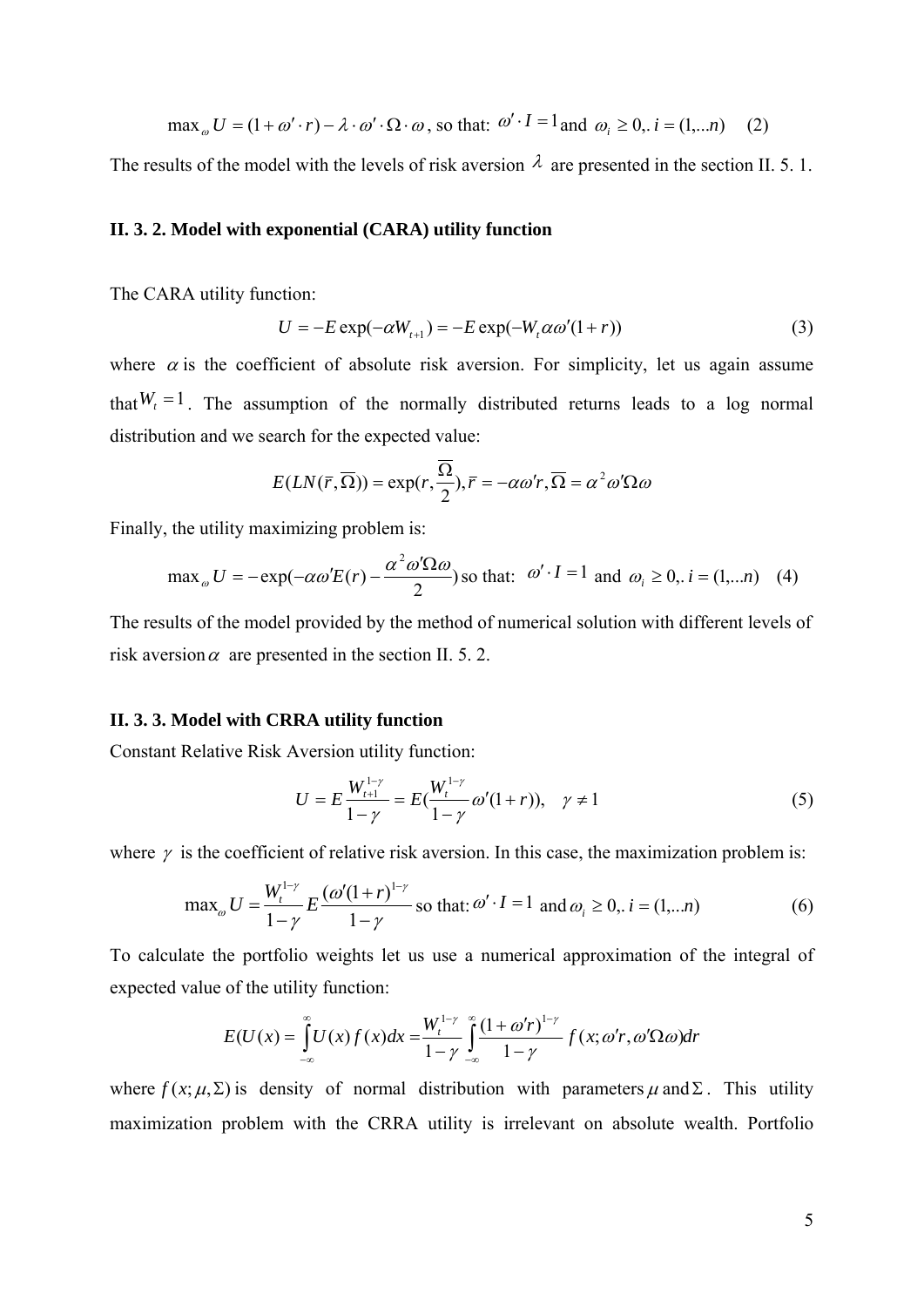$$\max_{\omega} U = (1 + \omega' \cdot r) - \lambda \cdot \omega' \cdot \Omega \cdot \omega \text{, so that: } \omega' \cdot I = 1 \text{ and } \omega_i \geq 0,. i = (1,...n) \quad (2)$$

The results of the model with the levels of risk aversion $\lambda$ are presented in the section II. 5. 1.

### II. 3. 2. Model with exponential (CARA) utility function

The CARA utility function:

$$U = -E\exp(-\alpha W_{t+1}) = -E\exp(-W_t \alpha \omega'(1+r)) \quad (3)$$

where $\alpha$ is the coefficient of absolute risk aversion. For simplicity, let us again assume that $W_t = 1$. The assumption of the normally distributed returns leads to a log normal distribution and we search for the expected value:

$$E(LN(\overline{r}, \overline{\Omega})) = \exp(r, \frac{\overline{\Omega}}{2}), \overline{r} = -\alpha\omega' r, \overline{\Omega} = \alpha^2 \omega' \Omega \omega$$

Finally, the utility maximizing problem is:

$$\max_{\omega} U = -\exp(-\alpha\omega' E(r) - \frac{\alpha^2 \omega' \Omega \omega}{2}) \text{ so that: } \omega' \cdot I = 1 \text{ and } \omega_i \geq 0,. i = (1,...n) \quad (4)$$

The results of the model provided by the method of numerical solution with different levels of risk aversion $\alpha$ are presented in the section II. 5. 2.

### II. 3. 3. Model with CRRA utility function

Constant Relative Risk Aversion utility function:

$$U = E\frac{W_{t+1}^{1-\gamma}}{1-\gamma} = E(\frac{W_t^{1-\gamma}}{1-\gamma}\omega'(1+r)), \quad \gamma \neq 1 \quad (5)$$

where $\gamma$ is the coefficient of relative risk aversion. In this case, the maximization problem is:

$$\max_{\omega} U = \frac{W_t^{1-\gamma}}{1-\gamma} E\frac{(\omega'(1+r))^{1-\gamma}}{1-\gamma} \text{ so that: } \omega' \cdot I = 1 \text{ and } \omega_i \geq 0,. i = (1,...n) \quad (6)$$

To calculate the portfolio weights let us use a numerical approximation of the integral of expected value of the utility function:

$$E(U(x)) = \int_{-\infty}^{\infty} U(x) f(x) dx = \frac{W_t^{1-\gamma}}{1-\gamma} \int_{-\infty}^{\infty} \frac{(1+\omega' r)^{1-\gamma}}{1-\gamma} f(x; \omega' r, \omega' \Omega \omega) dr$$

where $f(x; \mu, \Sigma)$ is density of normal distribution with parameters $\mu$ and $\Sigma$. This utility maximization problem with the CRRA utility is irrelevant on absolute wealth. Portfolio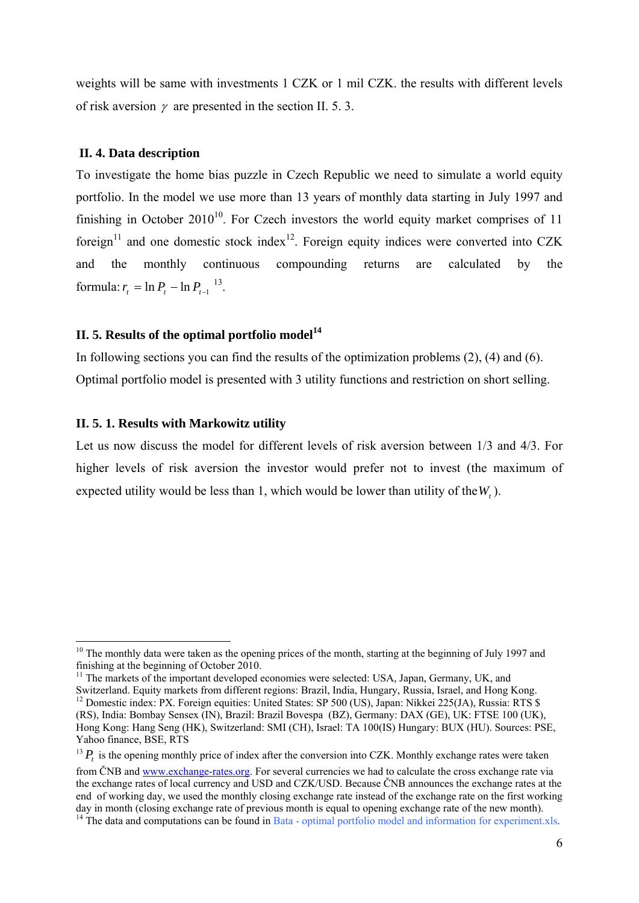weights will be same with investments 1 CZK or 1 mil CZK. the results with different levels of risk aversion $\gamma$ are presented in the section II. 5. 3.

### II. 4. Data description

To investigate the home bias puzzle in Czech Republic we need to simulate a world equity portfolio. In the model we use more than 13 years of monthly data starting in July 1997 and finishing in October 2010[10]. For Czech investors the world equity market comprises of 11 foreign[11] and one domestic stock index[12]. Foreign equity indices were converted into CZK and the monthly continuous compounding returns are calculated by the formula: $r_t = \ln P_t - \ln P_{t-1}$ [13].

### II. 5. Results of the optimal portfolio model[14]

In following sections you can find the results of the optimization problems (2), (4) and (6). Optimal portfolio model is presented with 3 utility functions and restriction on short selling.

### II. 5. 1. Results with Markowitz utility

Let us now discuss the model for different levels of risk aversion between 1/3 and 4/3. For higher levels of risk aversion the investor would prefer not to invest (the maximum of expected utility would be less than 1, which would be lower than utility of the $W_t$).

---

[10] The monthly data were taken as the opening prices of the month, starting at the beginning of July 1997 and finishing at the beginning of October 2010.

[11] The markets of the important developed economies were selected: USA, Japan, Germany, UK, and Switzerland. Equity markets from different regions: Brazil, India, Hungary, Russia, Israel, and Hong Kong.

[12] Domestic index: PX. Foreign equities: United States: SP 500 (US), Japan: Nikkei 225(JA), Russia: RTS $ (RS), India: Bombay Sensex (IN), Brazil: Brazil Bovespa (BZ), Germany: DAX (GE), UK: FTSE 100 (UK), Hong Kong: Hang Seng (HK), Switzerland: SMI (CH), Israel: TA 100(IS) Hungary: BUX (HU). Sources: PSE, Yahoo finance, BSE, RTS

[13] $P_t$ is the opening monthly price of index after the conversion into CZK. Monthly exchange rates were taken from ČNB and www.exchange-rates.org. For several currencies we had to calculate the cross exchange rate via the exchange rates of local currency and USD and CZK/USD. Because ČNB announces the exchange rates at the end of working day, we used the monthly closing exchange rate instead of the exchange rate on the first working day in month (closing exchange rate of previous month is equal to opening exchange rate of the new month).

[14] The data and computations can be found in Bata - optimal portfolio model and information for experiment.xls.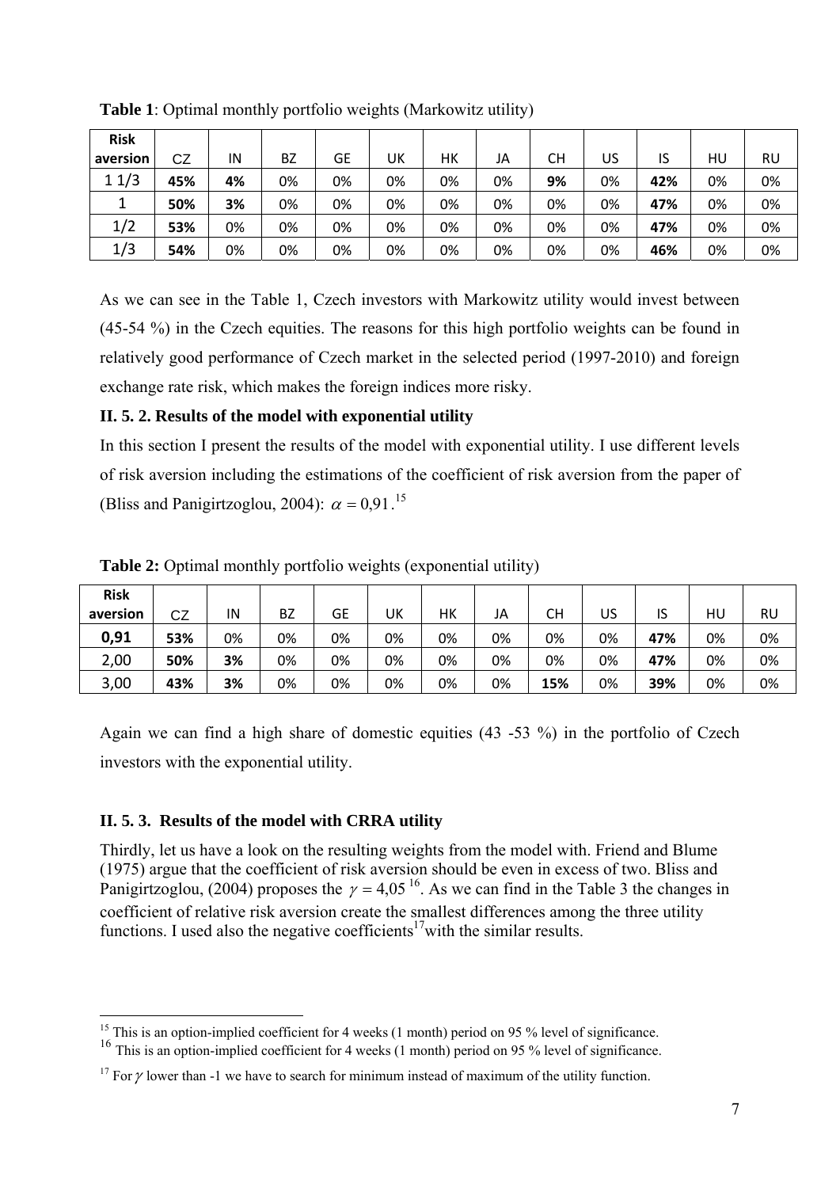**Table 1**: Optimal monthly portfolio weights (Markowitz utility)

| Risk aversion | CZ | IN | BZ | GE | UK | HK | JA | CH | US | IS | HU | RU |
|---|---|---|---|---|---|---|---|---|---|---|---|---|
| 1 1/3 | **45%** | **4%** | 0% | 0% | 0% | 0% | 0% | **9%** | 0% | **42%** | 0% | 0% |
| 1 | **50%** | **3%** | 0% | 0% | 0% | 0% | 0% | 0% | 0% | **47%** | 0% | 0% |
| 1/2 | **53%** | 0% | 0% | 0% | 0% | 0% | 0% | 0% | 0% | **47%** | 0% | 0% |
| 1/3 | **54%** | 0% | 0% | 0% | 0% | 0% | 0% | 0% | 0% | **46%** | 0% | 0% |

As we can see in the Table 1, Czech investors with Markowitz utility would invest between (45-54 %) in the Czech equities. The reasons for this high portfolio weights can be found in relatively good performance of Czech market in the selected period (1997-2010) and foreign exchange rate risk, which makes the foreign indices more risky.

### II. 5. 2. Results of the model with exponential utility

In this section I present the results of the model with exponential utility. I use different levels of risk aversion including the estimations of the coefficient of risk aversion from the paper of (Bliss and Panigirtzoglou, 2004): $\alpha = 0{,}91$.[15]

**Table 2:** Optimal monthly portfolio weights (exponential utility)

| Risk aversion | CZ | IN | BZ | GE | UK | HK | JA | CH | US | IS | HU | RU |
|---|---|---|---|---|---|---|---|---|---|---|---|---|
| **0,91** | **53%** | 0% | 0% | 0% | 0% | 0% | 0% | 0% | 0% | **47%** | 0% | 0% |
| 2,00 | **50%** | **3%** | 0% | 0% | 0% | 0% | 0% | 0% | 0% | **47%** | 0% | 0% |
| 3,00 | **43%** | **3%** | 0% | 0% | 0% | 0% | 0% | **15%** | 0% | **39%** | 0% | 0% |

Again we can find a high share of domestic equities (43 -53 %) in the portfolio of Czech investors with the exponential utility.

### II. 5. 3. Results of the model with CRRA utility

Thirdly, let us have a look on the resulting weights from the model with. Friend and Blume (1975) argue that the coefficient of risk aversion should be even in excess of two. Bliss and Panigirtzoglou, (2004) proposes the $\gamma = 4{,}05$[16]. As we can find in the Table 3 the changes in coefficient of relative risk aversion create the smallest differences among the three utility functions. I used also the negative coefficients[17] with the similar results.

---

[15] This is an option-implied coefficient for 4 weeks (1 month) period on 95 % level of significance.

[16] This is an option-implied coefficient for 4 weeks (1 month) period on 95 % level of significance.

[17] For $\gamma$ lower than -1 we have to search for minimum instead of maximum of the utility function.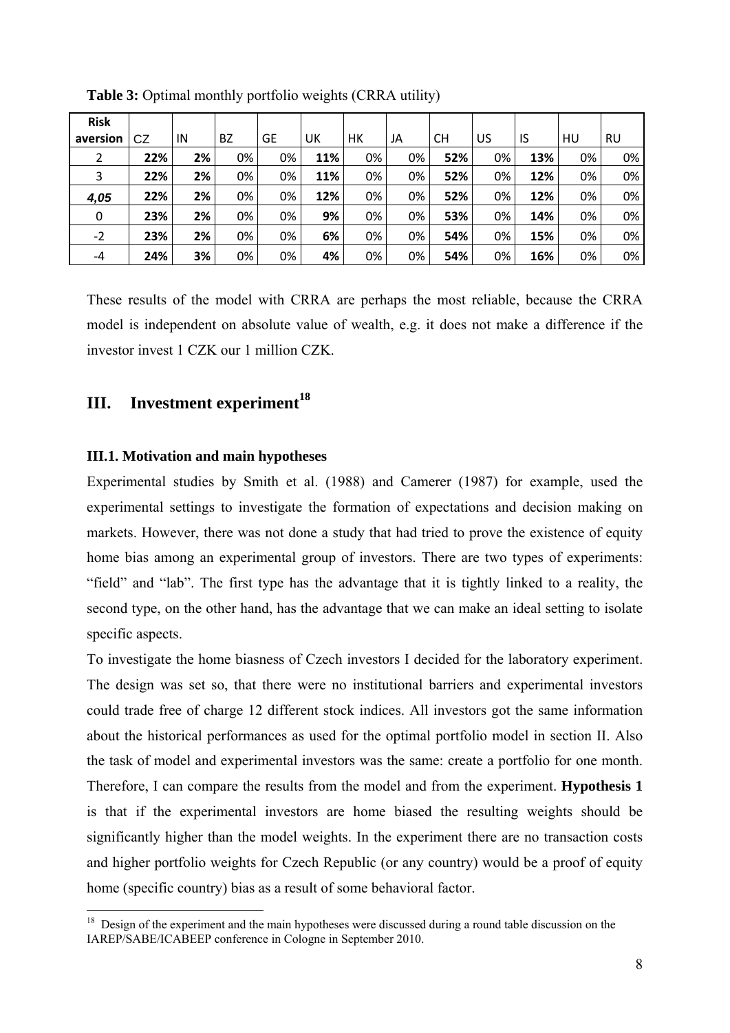**Table 3:** Optimal monthly portfolio weights (CRRA utility)

| Risk aversion | CZ | IN | BZ | GE | UK | HK | JA | CH | US | IS | HU | RU |
|---|---|---|---|---|---|---|---|---|---|---|---|---|
| 2 | **22%** | **2%** | 0% | 0% | **11%** | 0% | 0% | **52%** | 0% | **13%** | 0% | 0% |
| 3 | **22%** | **2%** | 0% | 0% | **11%** | 0% | 0% | **52%** | 0% | **12%** | 0% | 0% |
| ***4,05*** | **22%** | **2%** | 0% | 0% | **12%** | 0% | 0% | **52%** | 0% | **12%** | 0% | 0% |
| 0 | **23%** | **2%** | 0% | 0% | **9%** | 0% | 0% | **53%** | 0% | **14%** | 0% | 0% |
| -2 | **23%** | **2%** | 0% | 0% | **6%** | 0% | 0% | **54%** | 0% | **15%** | 0% | 0% |
| -4 | **24%** | **3%** | 0% | 0% | **4%** | 0% | 0% | **54%** | 0% | **16%** | 0% | 0% |

These results of the model with CRRA are perhaps the most reliable, because the CRRA model is independent on absolute value of wealth, e.g. it does not make a difference if the investor invest 1 CZK our 1 million CZK.

## III. Investment experiment[18]

### III.1. Motivation and main hypotheses

Experimental studies by Smith et al. (1988) and Camerer (1987) for example, used the experimental settings to investigate the formation of expectations and decision making on markets. However, there was not done a study that had tried to prove the existence of equity home bias among an experimental group of investors. There are two types of experiments: "field" and "lab". The first type has the advantage that it is tightly linked to a reality, the second type, on the other hand, has the advantage that we can make an ideal setting to isolate specific aspects.

To investigate the home biasness of Czech investors I decided for the laboratory experiment. The design was set so, that there were no institutional barriers and experimental investors could trade free of charge 12 different stock indices. All investors got the same information about the historical performances as used for the optimal portfolio model in section II. Also the task of model and experimental investors was the same: create a portfolio for one month. Therefore, I can compare the results from the model and from the experiment. **Hypothesis 1** is that if the experimental investors are home biased the resulting weights should be significantly higher than the model weights. In the experiment there are no transaction costs and higher portfolio weights for Czech Republic (or any country) would be a proof of equity home (specific country) bias as a result of some behavioral factor.

[18] Design of the experiment and the main hypotheses were discussed during a round table discussion on the IAREP/SABE/ICABEEP conference in Cologne in September 2010.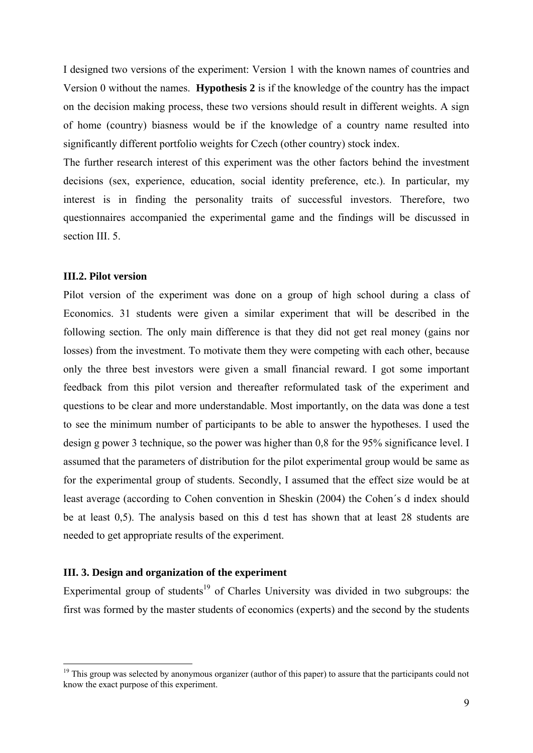I designed two versions of the experiment: Version 1 with the known names of countries and Version 0 without the names. **Hypothesis 2** is if the knowledge of the country has the impact on the decision making process, these two versions should result in different weights. A sign of home (country) biasness would be if the knowledge of a country name resulted into significantly different portfolio weights for Czech (other country) stock index.

The further research interest of this experiment was the other factors behind the investment decisions (sex, experience, education, social identity preference, etc.). In particular, my interest is in finding the personality traits of successful investors. Therefore, two questionnaires accompanied the experimental game and the findings will be discussed in section III. 5.

### III.2. Pilot version

Pilot version of the experiment was done on a group of high school during a class of Economics. 31 students were given a similar experiment that will be described in the following section. The only main difference is that they did not get real money (gains nor losses) from the investment. To motivate them they were competing with each other, because only the three best investors were given a small financial reward. I got some important feedback from this pilot version and thereafter reformulated task of the experiment and questions to be clear and more understandable. Most importantly, on the data was done a test to see the minimum number of participants to be able to answer the hypotheses. I used the design g power 3 technique, so the power was higher than 0,8 for the 95% significance level. I assumed that the parameters of distribution for the pilot experimental group would be same as for the experimental group of students. Secondly, I assumed that the effect size would be at least average (according to Cohen convention in Sheskin (2004) the Cohen´s d index should be at least 0,5). The analysis based on this d test has shown that at least 28 students are needed to get appropriate results of the experiment.

### III. 3. Design and organization of the experiment

Experimental group of students[19] of Charles University was divided in two subgroups: the first was formed by the master students of economics (experts) and the second by the students

---

[19] This group was selected by anonymous organizer (author of this paper) to assure that the participants could not know the exact purpose of this experiment.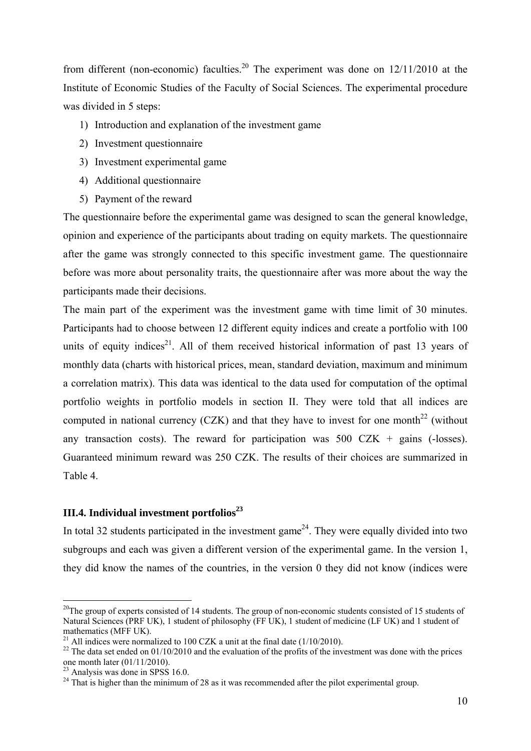from different (non-economic) faculties.[20] The experiment was done on 12/11/2010 at the Institute of Economic Studies of the Faculty of Social Sciences. The experimental procedure was divided in 5 steps:

1) Introduction and explanation of the investment game
2) Investment questionnaire
3) Investment experimental game
4) Additional questionnaire
5) Payment of the reward

The questionnaire before the experimental game was designed to scan the general knowledge, opinion and experience of the participants about trading on equity markets. The questionnaire after the game was strongly connected to this specific investment game. The questionnaire before was more about personality traits, the questionnaire after was more about the way the participants made their decisions.

The main part of the experiment was the investment game with time limit of 30 minutes. Participants had to choose between 12 different equity indices and create a portfolio with 100 units of equity indices[21]. All of them received historical information of past 13 years of monthly data (charts with historical prices, mean, standard deviation, maximum and minimum a correlation matrix). This data was identical to the data used for computation of the optimal portfolio weights in portfolio models in section II. They were told that all indices are computed in national currency (CZK) and that they have to invest for one month[22] (without any transaction costs). The reward for participation was 500 CZK + gains (-losses). Guaranteed minimum reward was 250 CZK. The results of their choices are summarized in Table 4.

### III.4. Individual investment portfolios[23]

In total 32 students participated in the investment game[24]. They were equally divided into two subgroups and each was given a different version of the experimental game. In the version 1, they did know the names of the countries, in the version 0 they did not know (indices were

---

[20] The group of experts consisted of 14 students. The group of non-economic students consisted of 15 students of Natural Sciences (PRF UK), 1 student of philosophy (FF UK), 1 student of medicine (LF UK) and 1 student of mathematics (MFF UK).

[21] All indices were normalized to 100 CZK a unit at the final date (1/10/2010).

[22] The data set ended on 01/10/2010 and the evaluation of the profits of the investment was done with the prices one month later (01/11/2010).

[23] Analysis was done in SPSS 16.0.

[24] That is higher than the minimum of 28 as it was recommended after the pilot experimental group.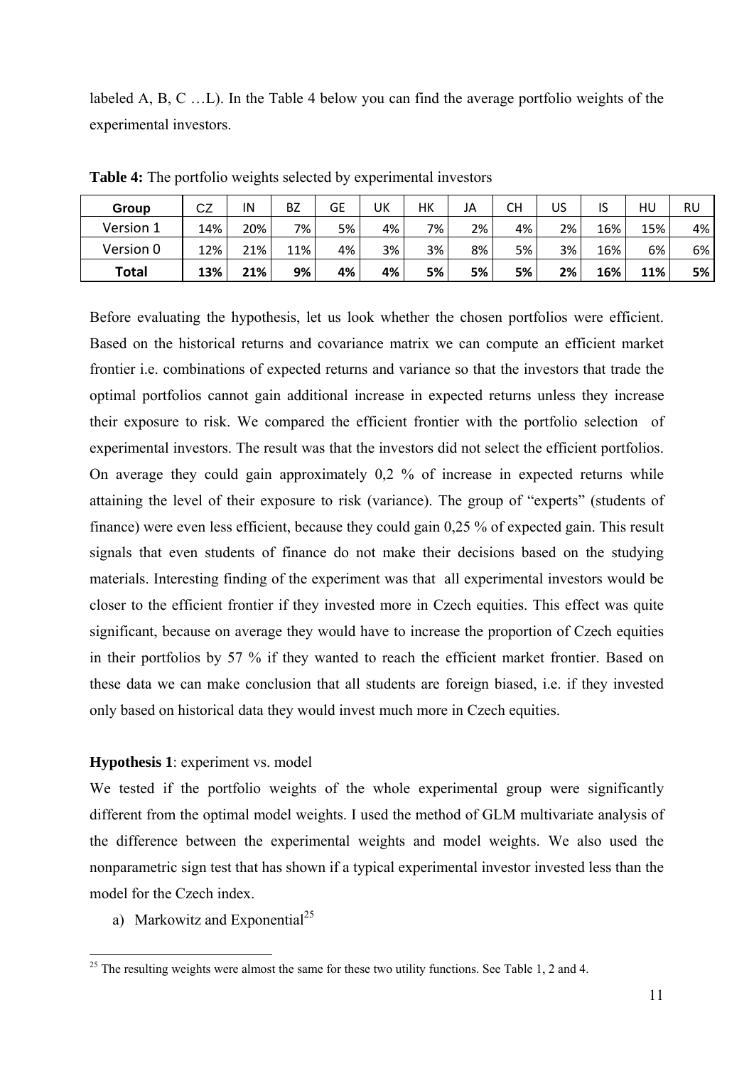labeled A, B, C …L). In the Table 4 below you can find the average portfolio weights of the experimental investors.

**Table 4:** The portfolio weights selected by experimental investors

| Group | CZ | IN | BZ | GE | UK | HK | JA | CH | US | IS | HU | RU |
|---|---|---|---|---|---|---|---|---|---|---|---|---|
| Version 1 | 14% | 20% | 7% | 5% | 4% | 7% | 2% | 4% | 2% | 16% | 15% | 4% |
| Version 0 | 12% | 21% | 11% | 4% | 3% | 3% | 8% | 5% | 3% | 16% | 6% | 6% |
| **Total** | **13%** | **21%** | **9%** | **4%** | **4%** | **5%** | **5%** | **5%** | **2%** | **16%** | **11%** | **5%** |

Before evaluating the hypothesis, let us look whether the chosen portfolios were efficient. Based on the historical returns and covariance matrix we can compute an efficient market frontier i.e. combinations of expected returns and variance so that the investors that trade the optimal portfolios cannot gain additional increase in expected returns unless they increase their exposure to risk. We compared the efficient frontier with the portfolio selection of experimental investors. The result was that the investors did not select the efficient portfolios. On average they could gain approximately 0,2 % of increase in expected returns while attaining the level of their exposure to risk (variance). The group of "experts" (students of finance) were even less efficient, because they could gain 0,25 % of expected gain. This result signals that even students of finance do not make their decisions based on the studying materials. Interesting finding of the experiment was that all experimental investors would be closer to the efficient frontier if they invested more in Czech equities. This effect was quite significant, because on average they would have to increase the proportion of Czech equities in their portfolios by 57 % if they wanted to reach the efficient market frontier. Based on these data we can make conclusion that all students are foreign biased, i.e. if they invested only based on historical data they would invest much more in Czech equities.

**Hypothesis 1**: experiment vs. model

We tested if the portfolio weights of the whole experimental group were significantly different from the optimal model weights. I used the method of GLM multivariate analysis of the difference between the experimental weights and model weights. We also used the nonparametric sign test that has shown if a typical experimental investor invested less than the model for the Czech index.

a) Markowitz and Exponential[25]

[25] The resulting weights were almost the same for these two utility functions. See Table 1, 2 and 4.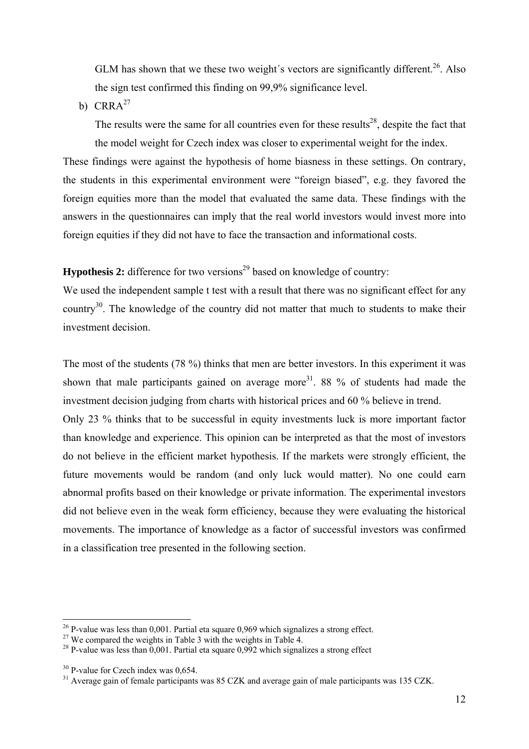GLM has shown that we these two weight´s vectors are significantly different.[26]. Also the sign test confirmed this finding on 99,9% significance level.

b) CRRA[27]

The results were the same for all countries even for these results[28], despite the fact that the model weight for Czech index was closer to experimental weight for the index.

These findings were against the hypothesis of home biasness in these settings. On contrary, the students in this experimental environment were "foreign biased", e.g. they favored the foreign equities more than the model that evaluated the same data. These findings with the answers in the questionnaires can imply that the real world investors would invest more into foreign equities if they did not have to face the transaction and informational costs.

**Hypothesis 2:** difference for two versions[29] based on knowledge of country:

We used the independent sample t test with a result that there was no significant effect for any country[30]. The knowledge of the country did not matter that much to students to make their investment decision.

The most of the students (78 %) thinks that men are better investors. In this experiment it was shown that male participants gained on average more[31]. 88 % of students had made the investment decision judging from charts with historical prices and 60 % believe in trend.

Only 23 % thinks that to be successful in equity investments luck is more important factor than knowledge and experience. This opinion can be interpreted as that the most of investors do not believe in the efficient market hypothesis. If the markets were strongly efficient, the future movements would be random (and only luck would matter). No one could earn abnormal profits based on their knowledge or private information. The experimental investors did not believe even in the weak form efficiency, because they were evaluating the historical movements. The importance of knowledge as a factor of successful investors was confirmed in a classification tree presented in the following section.

---

[26] P-value was less than 0,001. Partial eta square 0,969 which signalizes a strong effect.

[27] We compared the weights in Table 3 with the weights in Table 4.

[28] P-value was less than 0,001. Partial eta square 0,992 which signalizes a strong effect

[30] P-value for Czech index was 0,654.

[31] Average gain of female participants was 85 CZK and average gain of male participants was 135 CZK.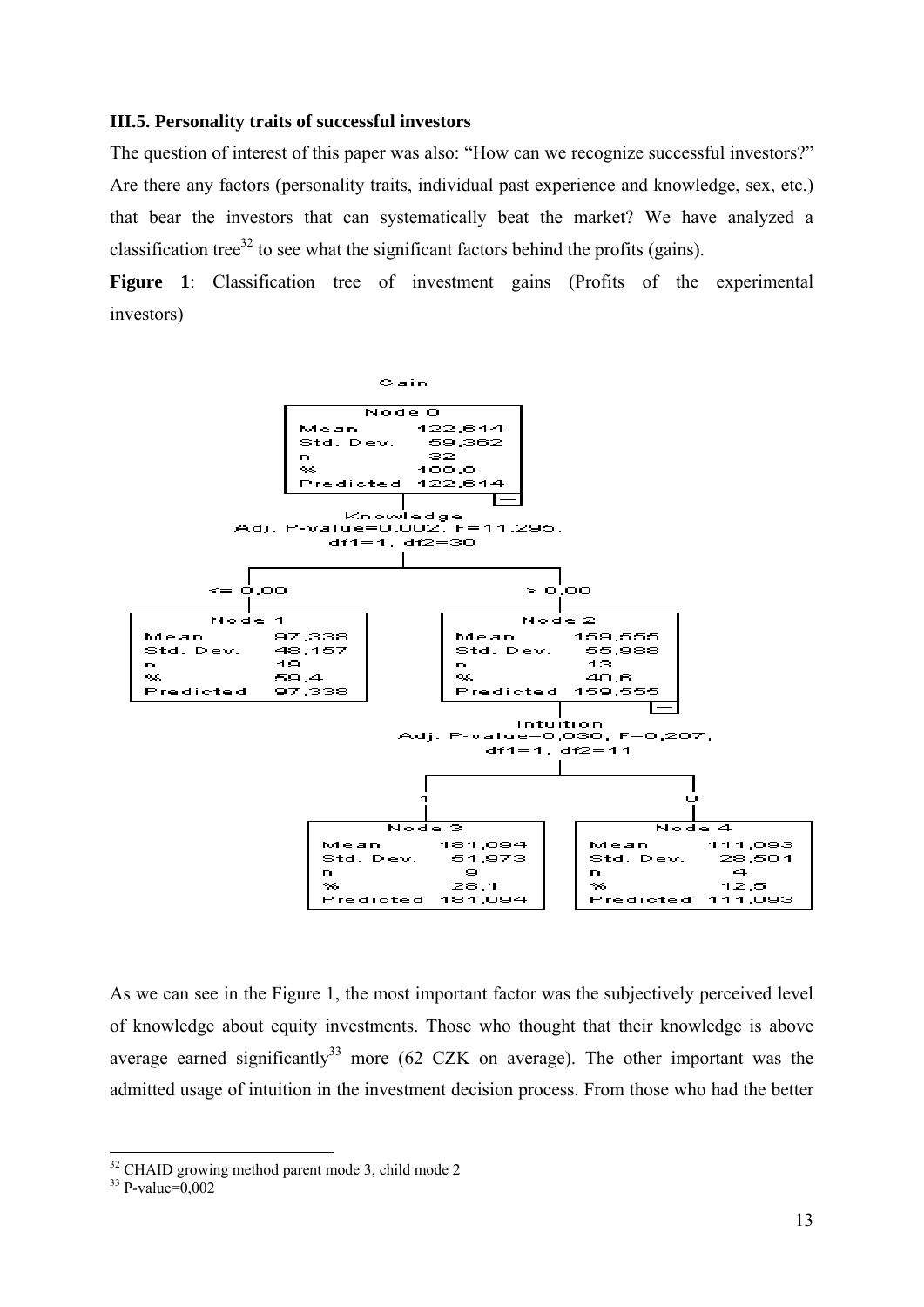### III.5. Personality traits of successful investors

The question of interest of this paper was also: "How can we recognize successful investors?" Are there any factors (personality traits, individual past experience and knowledge, sex, etc.) that bear the investors that can systematically beat the market? We have analyzed a classification tree[32] to see what the significant factors behind the profits (gains).

**Figure 1**: Classification tree of investment gains (Profits of the experimental investors)

Gain

| Node 0 | |
|---|---|
| Mean | 122,614 |
| Std. Dev. | 59,362 |
| n | 32 |
| % | 100,0 |
| Predicted | 122,614 |

Knowledge
Adj. P-value=0,002, F=11,295, df1=1, df2=30

<= 0,00

| Node 1 | |
|---|---|
| Mean | 97,338 |
| Std. Dev. | 48,157 |
| n | 19 |
| % | 59,4 |
| Predicted | 97,338 |

> 0,00

| Node 2 | |
|---|---|
| Mean | 159,555 |
| Std. Dev. | 55,988 |
| n | 13 |
| % | 40,6 |
| Predicted | 159,555 |

Intuition
Adj. P-value=0,030, F=6,207, df1=1, df2=11

1

| Node 3 | |
|---|---|
| Mean | 181,094 |
| Std. Dev. | 51,973 |
| n | 9 |
| % | 28,1 |
| Predicted | 181,094 |

0

| Node 4 | |
|---|---|
| Mean | 111,093 |
| Std. Dev. | 28,501 |
| n | 4 |
| % | 12,5 |
| Predicted | 111,093 |

As we can see in the Figure 1, the most important factor was the subjectively perceived level of knowledge about equity investments. Those who thought that their knowledge is above average earned significantly[33] more (62 CZK on average). The other important was the admitted usage of intuition in the investment decision process. From those who had the better

[32] CHAID growing method parent mode 3, child mode 2

[33] P-value=0,002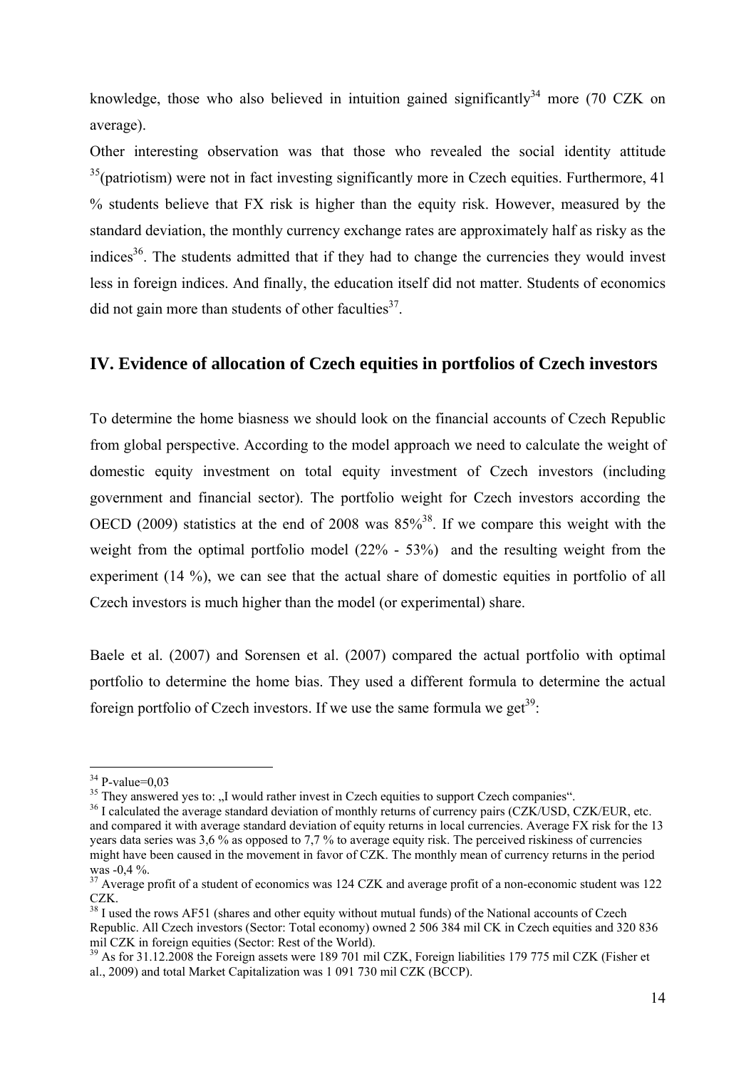knowledge, those who also believed in intuition gained significantly[34] more (70 CZK on average).

Other interesting observation was that those who revealed the social identity attitude [35](patriotism) were not in fact investing significantly more in Czech equities. Furthermore, 41 % students believe that FX risk is higher than the equity risk. However, measured by the standard deviation, the monthly currency exchange rates are approximately half as risky as the indices[36]. The students admitted that if they had to change the currencies they would invest less in foreign indices. And finally, the education itself did not matter. Students of economics did not gain more than students of other faculties[37].

## IV. Evidence of allocation of Czech equities in portfolios of Czech investors

To determine the home biasness we should look on the financial accounts of Czech Republic from global perspective. According to the model approach we need to calculate the weight of domestic equity investment on total equity investment of Czech investors (including government and financial sector). The portfolio weight for Czech investors according the OECD (2009) statistics at the end of 2008 was 85%[38]. If we compare this weight with the weight from the optimal portfolio model (22% - 53%) and the resulting weight from the experiment (14 %), we can see that the actual share of domestic equities in portfolio of all Czech investors is much higher than the model (or experimental) share.

Baele et al. (2007) and Sorensen et al. (2007) compared the actual portfolio with optimal portfolio to determine the home bias. They used a different formula to determine the actual foreign portfolio of Czech investors. If we use the same formula we get[39]:

---

[34] P-value=0,03

[35] They answered yes to: „I would rather invest in Czech equities to support Czech companies".

[36] I calculated the average standard deviation of monthly returns of currency pairs (CZK/USD, CZK/EUR, etc. and compared it with average standard deviation of equity returns in local currencies. Average FX risk for the 13 years data series was 3,6 % as opposed to 7,7 % to average equity risk. The perceived riskiness of currencies might have been caused in the movement in favor of CZK. The monthly mean of currency returns in the period was -0,4 %.

[37] Average profit of a student of economics was 124 CZK and average profit of a non-economic student was 122 CZK.

[38] I used the rows AF51 (shares and other equity without mutual funds) of the National accounts of Czech Republic. All Czech investors (Sector: Total economy) owned 2 506 384 mil CK in Czech equities and 320 836 mil CZK in foreign equities (Sector: Rest of the World).

[39] As for 31.12.2008 the Foreign assets were 189 701 mil CZK, Foreign liabilities 179 775 mil CZK (Fisher et al., 2009) and total Market Capitalization was 1 091 730 mil CZK (BCCP).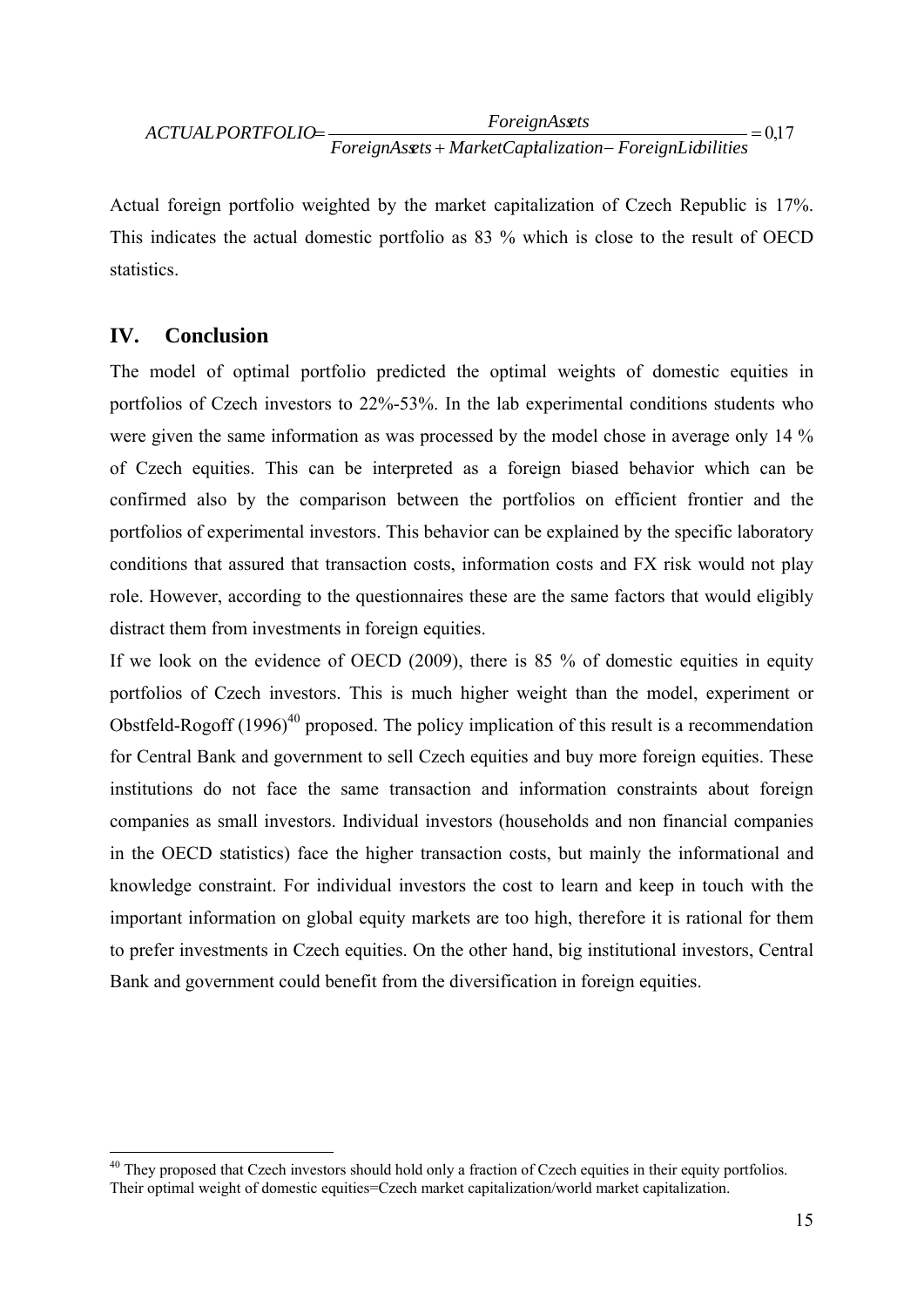$$ACTUALPORTFOLIO = \frac{ForeignAssets}{ForeignAssets + MarketCapitalization - ForeignLiabilities} = 0{,}17$$

Actual foreign portfolio weighted by the market capitalization of Czech Republic is 17%. This indicates the actual domestic portfolio as 83 % which is close to the result of OECD statistics.

## IV. Conclusion

The model of optimal portfolio predicted the optimal weights of domestic equities in portfolios of Czech investors to 22%-53%. In the lab experimental conditions students who were given the same information as was processed by the model chose in average only 14 % of Czech equities. This can be interpreted as a foreign biased behavior which can be confirmed also by the comparison between the portfolios on efficient frontier and the portfolios of experimental investors. This behavior can be explained by the specific laboratory conditions that assured that transaction costs, information costs and FX risk would not play role. However, according to the questionnaires these are the same factors that would eligibly distract them from investments in foreign equities.

If we look on the evidence of OECD (2009), there is 85 % of domestic equities in equity portfolios of Czech investors. This is much higher weight than the model, experiment or Obstfeld-Rogoff (1996)[40] proposed. The policy implication of this result is a recommendation for Central Bank and government to sell Czech equities and buy more foreign equities. These institutions do not face the same transaction and information constraints about foreign companies as small investors. Individual investors (households and non financial companies in the OECD statistics) face the higher transaction costs, but mainly the informational and knowledge constraint. For individual investors the cost to learn and keep in touch with the important information on global equity markets are too high, therefore it is rational for them to prefer investments in Czech equities. On the other hand, big institutional investors, Central Bank and government could benefit from the diversification in foreign equities.

[40] They proposed that Czech investors should hold only a fraction of Czech equities in their equity portfolios. Their optimal weight of domestic equities=Czech market capitalization/world market capitalization.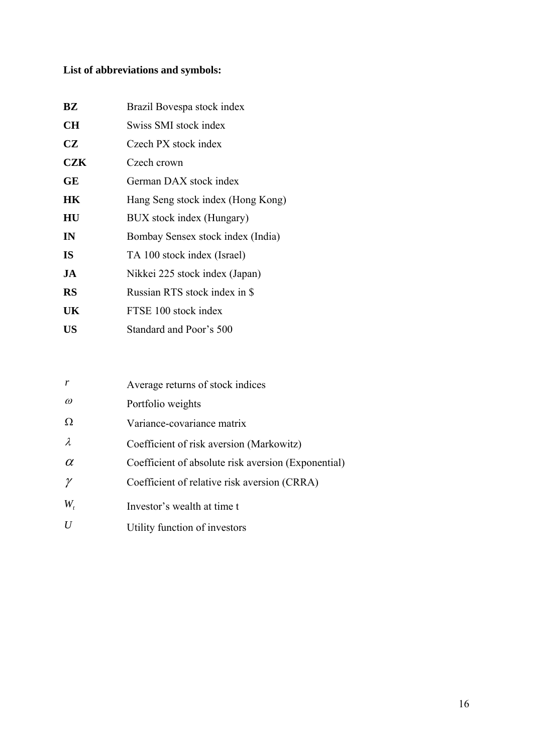**List of abbreviations and symbols:**

| | |
|---|---|
| **BZ** | Brazil Bovespa stock index |
| **CH** | Swiss SMI stock index |
| **CZ** | Czech PX stock index |
| **CZK** | Czech crown |
| **GE** | German DAX stock index |
| **HK** | Hang Seng stock index (Hong Kong) |
| **HU** | BUX stock index (Hungary) |
| **IN** | Bombay Sensex stock index (India) |
| **IS** | TA 100 stock index (Israel) |
| **JA** | Nikkei 225 stock index (Japan) |
| **RS** | Russian RTS stock index in $ |
| **UK** | FTSE 100 stock index |
| **US** | Standard and Poor's 500 |

| | |
|---|---|
| $r$ | Average returns of stock indices |
| $\omega$ | Portfolio weights |
| $\Omega$ | Variance-covariance matrix |
| $\lambda$ | Coefficient of risk aversion (Markowitz) |
| $\alpha$ | Coefficient of absolute risk aversion (Exponential) |
| $\gamma$ | Coefficient of relative risk aversion (CRRA) |
| $W_t$ | Investor's wealth at time t |
| $U$ | Utility function of investors |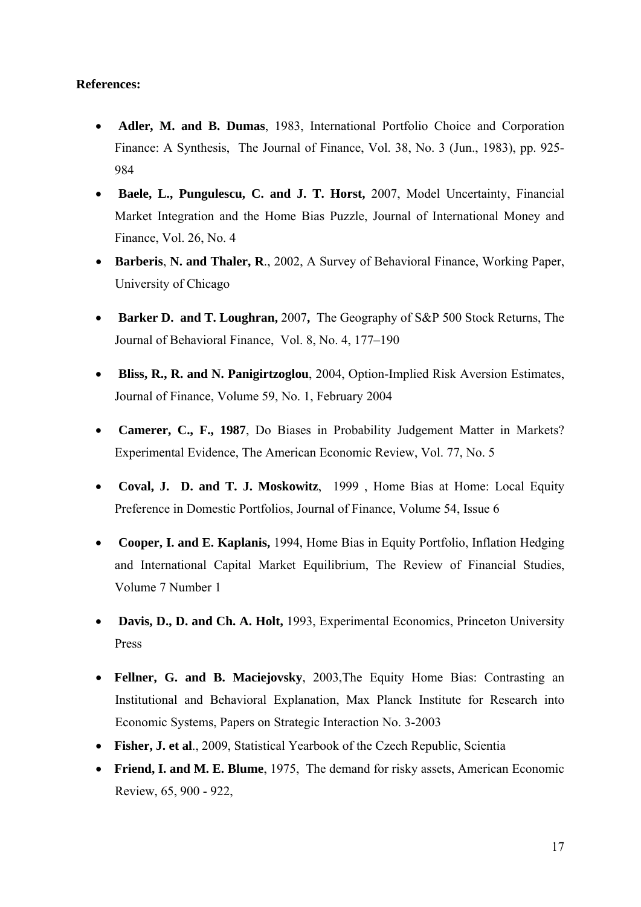**References:**

- **Adler, M. and B. Dumas**, 1983, International Portfolio Choice and Corporation Finance: A Synthesis, The Journal of Finance, Vol. 38, No. 3 (Jun., 1983), pp. 925-984
- **Baele, L., Pungulescu, C. and J. T. Horst,** 2007, Model Uncertainty, Financial Market Integration and the Home Bias Puzzle, Journal of International Money and Finance, Vol. 26, No. 4
- **Barberis**, **N. and Thaler, R**., 2002, A Survey of Behavioral Finance, Working Paper, University of Chicago
- **Barker D. and T. Loughran,** 2007**,** The Geography of S&P 500 Stock Returns, The Journal of Behavioral Finance, Vol. 8, No. 4, 177–190
- **Bliss, R., R. and N. Panigirtzoglou**, 2004, Option-Implied Risk Aversion Estimates, Journal of Finance, Volume 59, No. 1, February 2004
- **Camerer, C., F., 1987**, Do Biases in Probability Judgement Matter in Markets? Experimental Evidence, The American Economic Review, Vol. 77, No. 5
- **Coval, J. D. and T. J. Moskowitz**, 1999 , Home Bias at Home: Local Equity Preference in Domestic Portfolios, Journal of Finance, Volume 54, Issue 6
- **Cooper, I. and E. Kaplanis,** 1994, Home Bias in Equity Portfolio, Inflation Hedging and International Capital Market Equilibrium, The Review of Financial Studies, Volume 7 Number 1
- **Davis, D., D. and Ch. A. Holt,** 1993, Experimental Economics, Princeton University Press
- **Fellner, G. and B. Maciejovsky**, 2003,The Equity Home Bias: Contrasting an Institutional and Behavioral Explanation, Max Planck Institute for Research into Economic Systems, Papers on Strategic Interaction No. 3-2003
- **Fisher, J. et al**., 2009, Statistical Yearbook of the Czech Republic, Scientia
- **Friend, I. and M. E. Blume**, 1975, The demand for risky assets, American Economic Review, 65, 900 - 922,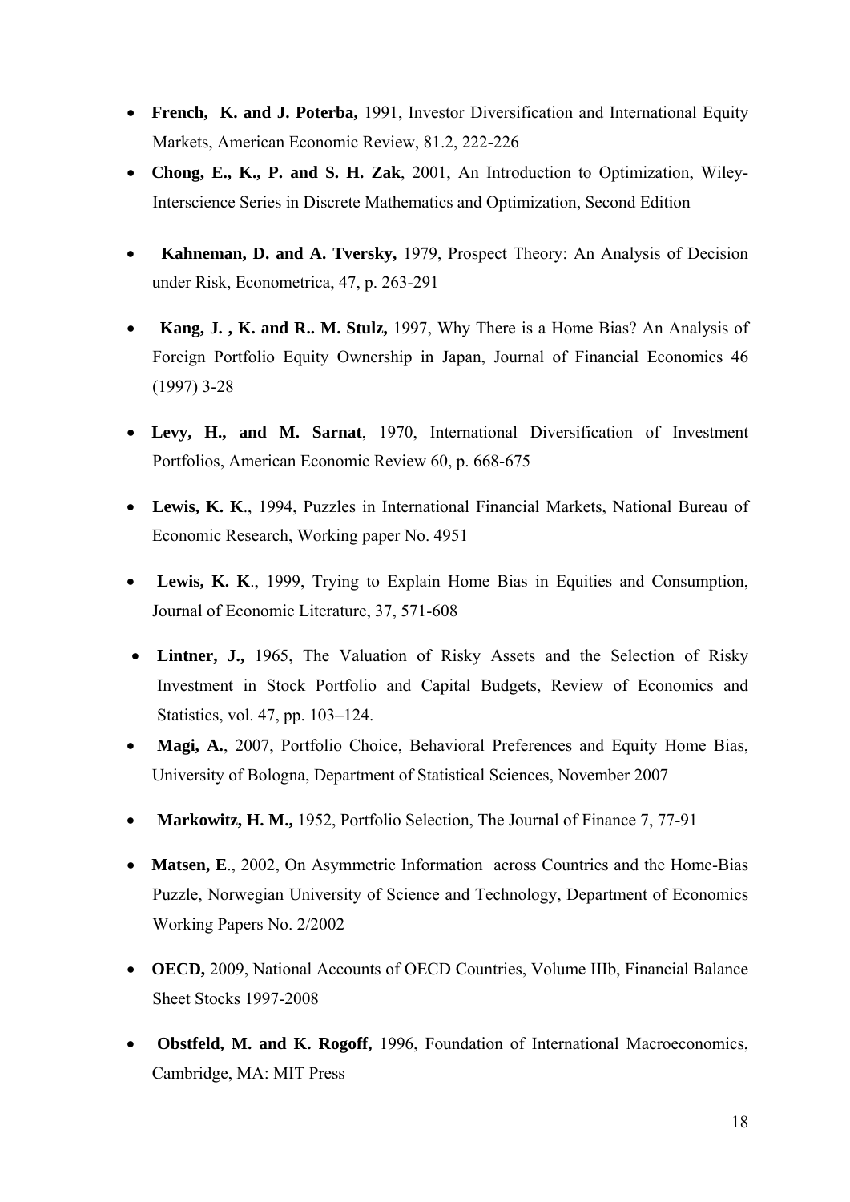- **French, K. and J. Poterba,** 1991, Investor Diversification and International Equity Markets, American Economic Review, 81.2, 222-226
- **Chong, E., K., P. and S. H. Zak**, 2001, An Introduction to Optimization, Wiley-Interscience Series in Discrete Mathematics and Optimization, Second Edition
- **Kahneman, D. and A. Tversky,** 1979, Prospect Theory: An Analysis of Decision under Risk, Econometrica, 47, p. 263-291
- **Kang, J. , K. and R.. M. Stulz,** 1997, Why There is a Home Bias? An Analysis of Foreign Portfolio Equity Ownership in Japan, Journal of Financial Economics 46 (1997) 3-28
- **Levy, H., and M. Sarnat**, 1970, International Diversification of Investment Portfolios, American Economic Review 60, p. 668-675
- **Lewis, K. K**., 1994, Puzzles in International Financial Markets, National Bureau of Economic Research, Working paper No. 4951
- **Lewis, K. K**., 1999, Trying to Explain Home Bias in Equities and Consumption, Journal of Economic Literature, 37, 571-608
- **Lintner, J.,** 1965, The Valuation of Risky Assets and the Selection of Risky Investment in Stock Portfolio and Capital Budgets, Review of Economics and Statistics, vol. 47, pp. 103–124.
- **Magi, A.**, 2007, Portfolio Choice, Behavioral Preferences and Equity Home Bias, University of Bologna, Department of Statistical Sciences, November 2007
- **Markowitz, H. M.,** 1952, Portfolio Selection, The Journal of Finance 7, 77-91
- **Matsen, E**., 2002, On Asymmetric Information across Countries and the Home-Bias Puzzle, Norwegian University of Science and Technology, Department of Economics Working Papers No. 2/2002
- **OECD,** 2009, National Accounts of OECD Countries, Volume IIIb, Financial Balance Sheet Stocks 1997-2008
- **Obstfeld, M. and K. Rogoff,** 1996, Foundation of International Macroeconomics, Cambridge, MA: MIT Press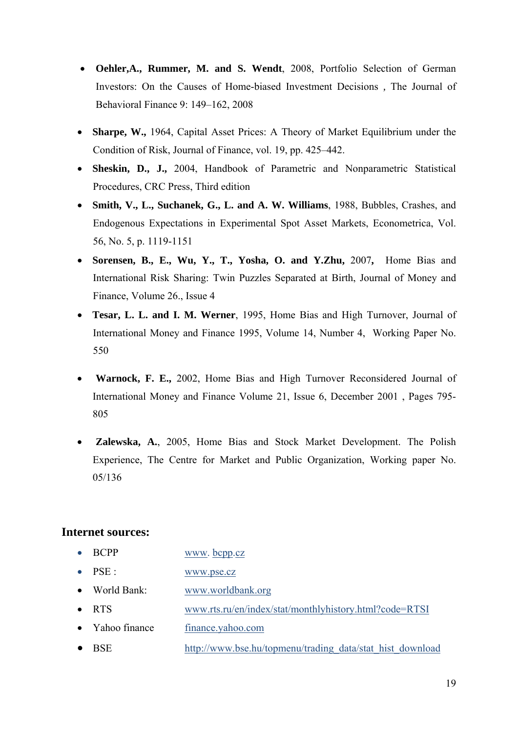- **Oehler,A., Rummer, M. and S. Wendt**, 2008, Portfolio Selection of German Investors: On the Causes of Home-biased Investment Decisions , The Journal of Behavioral Finance 9: 149–162, 2008

- **Sharpe, W.,** 1964, Capital Asset Prices: A Theory of Market Equilibrium under the Condition of Risk, Journal of Finance, vol. 19, pp. 425–442.
- **Sheskin, D., J.,** 2004, Handbook of Parametric and Nonparametric Statistical Procedures, CRC Press, Third edition
- **Smith, V., L., Suchanek, G., L. and A. W. Williams**, 1988, Bubbles, Crashes, and Endogenous Expectations in Experimental Spot Asset Markets, Econometrica, Vol. 56, No. 5, p. 1119-1151
- **Sorensen, B., E., Wu, Y., T., Yosha, O. and Y.Zhu,** 2007**,** Home Bias and International Risk Sharing: Twin Puzzles Separated at Birth, Journal of Money and Finance, Volume 26., Issue 4
- **Tesar, L. L. and I. M. Werner**, 1995, Home Bias and High Turnover, Journal of International Money and Finance 1995, Volume 14, Number 4, Working Paper No. 550

- **Warnock, F. E.,** 2002, Home Bias and High Turnover Reconsidered Journal of International Money and Finance Volume 21, Issue 6, December 2001 , Pages 795-805

- **Zalewska, A.**, 2005, Home Bias and Stock Market Development. The Polish Experience, The Centre for Market and Public Organization, Working paper No. 05/136

## Internet sources:

- BCPP www. bcpp.cz
- PSE : www.pse.cz
- World Bank: www.worldbank.org
- RTS www.rts.ru/en/index/stat/monthlyhistory.html?code=RTSI
- Yahoo finance finance.yahoo.com
- BSE http://www.bse.hu/topmenu/trading_data/stat_hist_download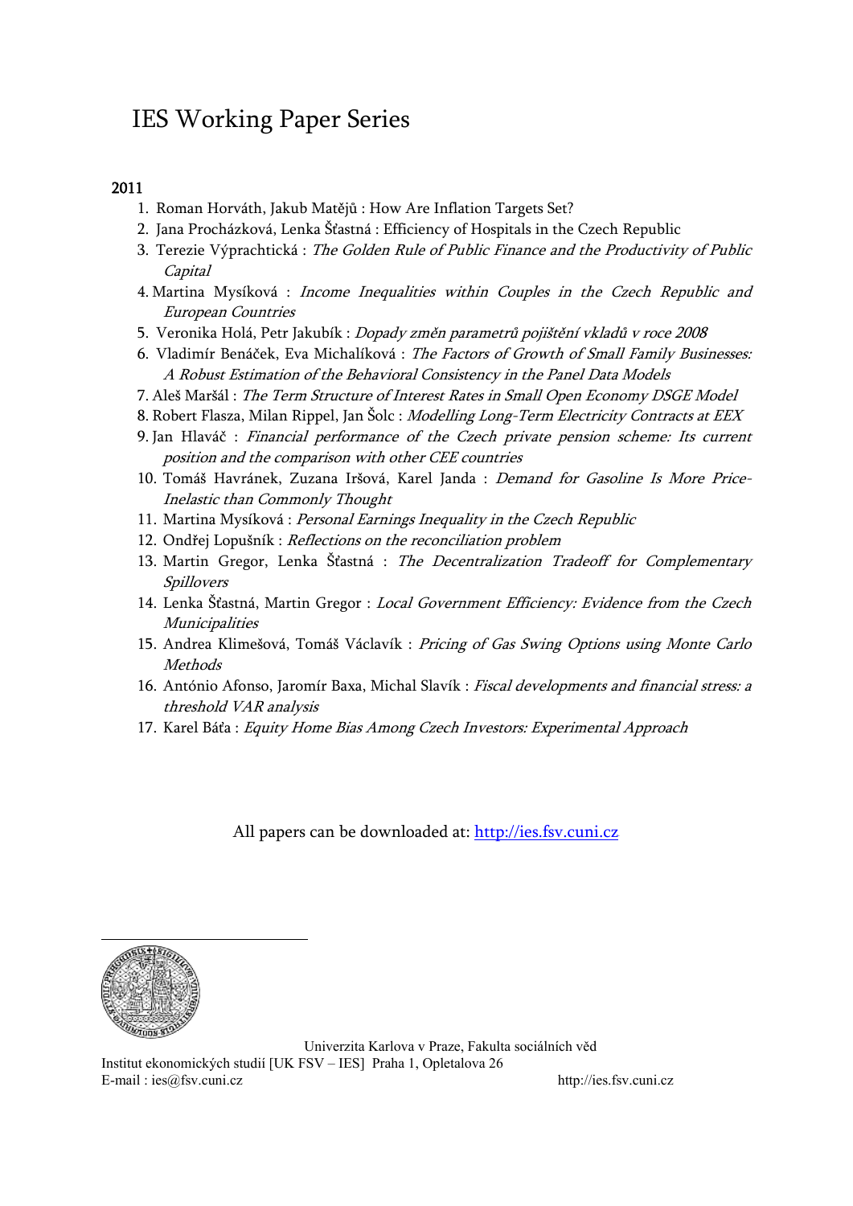# IES Working Paper Series

**2011**

1. Roman Horváth, Jakub Matějů : How Are Inflation Targets Set?
2. Jana Procházková, Lenka Šťastná : Efficiency of Hospitals in the Czech Republic
3. Terezie Výprachtická : *The Golden Rule of Public Finance and the Productivity of Public Capital*
4. Martina Mysíková : *Income Inequalities within Couples in the Czech Republic and European Countries*
5. Veronika Holá, Petr Jakubík : *Dopady změn parametrů pojištění vkladů v roce 2008*
6. Vladimír Benáček, Eva Michalíková : *The Factors of Growth of Small Family Businesses: A Robust Estimation of the Behavioral Consistency in the Panel Data Models*
7. Aleš Maršál : *The Term Structure of Interest Rates in Small Open Economy DSGE Model*
8. Robert Flasza, Milan Rippel, Jan Šolc : *Modelling Long-Term Electricity Contracts at EEX*
9. Jan Hlaváč : *Financial performance of the Czech private pension scheme: Its current position and the comparison with other CEE countries*
10. Tomáš Havránek, Zuzana Iršová, Karel Janda : *Demand for Gasoline Is More Price-Inelastic than Commonly Thought*
11. Martina Mysíková : *Personal Earnings Inequality in the Czech Republic*
12. Ondřej Lopušník : *Reflections on the reconciliation problem*
13. Martin Gregor, Lenka Šťastná : *The Decentralization Tradeoff for Complementary Spillovers*
14. Lenka Šťastná, Martin Gregor : *Local Government Efficiency: Evidence from the Czech Municipalities*
15. Andrea Klimešová, Tomáš Václavík : *Pricing of Gas Swing Options using Monte Carlo Methods*
16. António Afonso, Jaromír Baxa, Michal Slavík : *Fiscal developments and financial stress: a threshold VAR analysis*
17. Karel Báťa : *Equity Home Bias Among Czech Investors: Experimental Approach*

All papers can be downloaded at: http://ies.fsv.cuni.cz

Univerzita Karlova v Praze, Fakulta sociálních věd
Institut ekonomických studií [UK FSV – IES] Praha 1, Opletalova 26
E-mail : ies@fsv.cuni.cz http://ies.fsv.cuni.cz